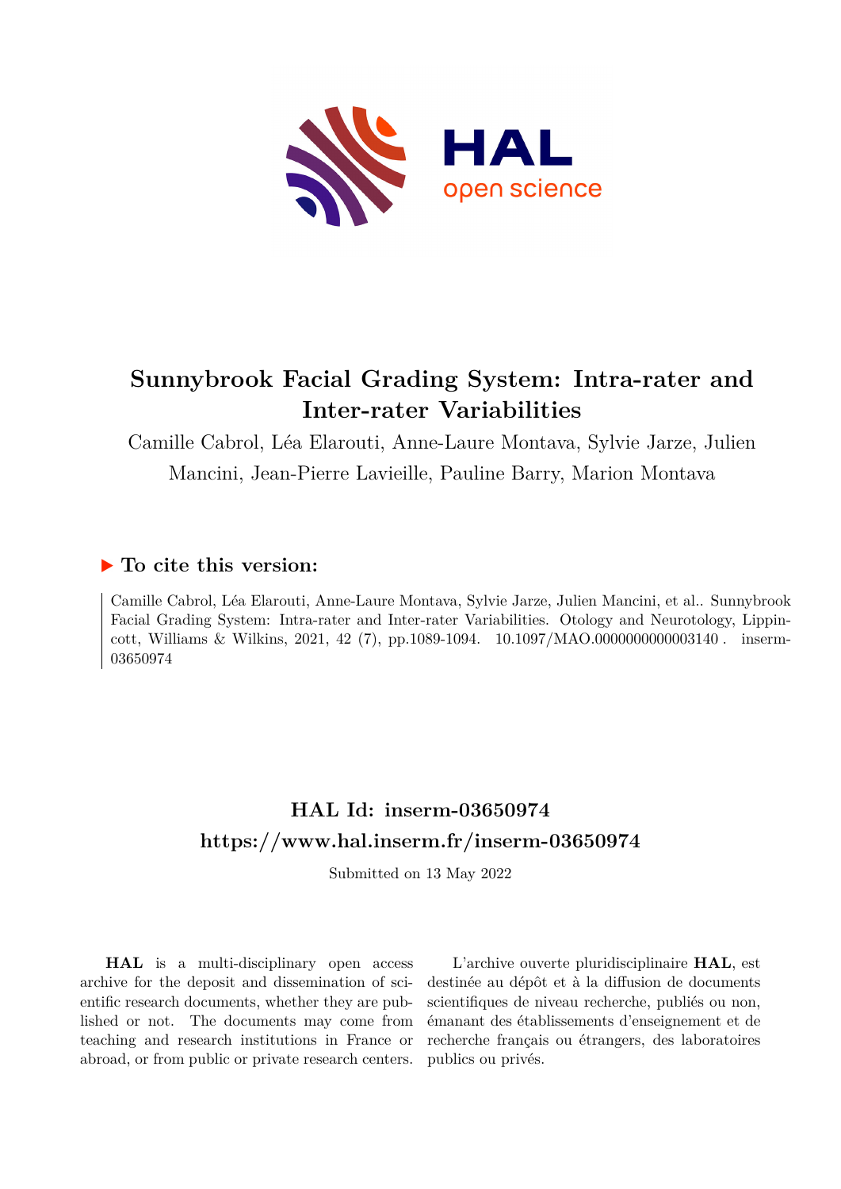# Sunnybrook Facial Grading System: Intra-rater and Inter-rater Variabilities

Camille Cabrol, Léa Elarouti, Anne-Laure Montava, Sylvie Jarze, Julien Mancini, Jean-Pierre Lavieille, Pauline Barry, Marion Montava

## ▶ To cite this version:

Camille Cabrol, Léa Elarouti, Anne-Laure Montava, Sylvie Jarze, Julien Mancini, et al.. Sunnybrook Facial Grading System: Intra-rater and Inter-rater Variabilities. Otology and Neurotology, Lippincott, Williams & Wilkins, 2021, 42 (7), pp.1089-1094. 10.1097/MAO.0000000000003140 . inserm-03650974

## HAL Id: inserm-03650974

## https://www.hal.inserm.fr/inserm-03650974

Submitted on 13 May 2022

**HAL** is a multi-disciplinary open access archive for the deposit and dissemination of scientific research documents, whether they are published or not. The documents may come from teaching and research institutions in France or abroad, or from public or private research centers.

L'archive ouverte pluridisciplinaire **HAL**, est destinée au dépôt et à la diffusion de documents scientifiques de niveau recherche, publiés ou non, émanant des établissements d'enseignement et de recherche français ou étrangers, des laboratoires publics ou privés.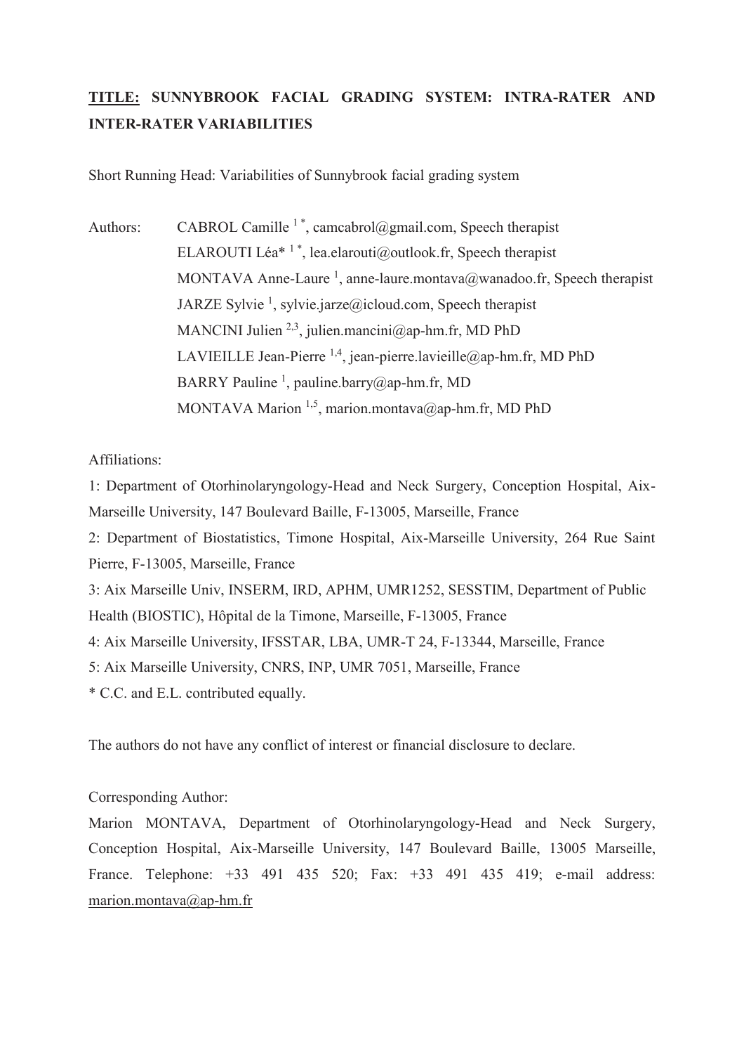**TITLE:** **SUNNYBROOK FACIAL GRADING SYSTEM: INTRA-RATER AND INTER-RATER VARIABILITIES**

Short Running Head: Variabilities of Sunnybrook facial grading system

Authors: CABROL Camille [1 *], camcabrol@gmail.com, Speech therapist
ELAROUTI Léa* [1 *], lea.elarouti@outlook.fr, Speech therapist
MONTAVA Anne-Laure [1], anne-laure.montava@wanadoo.fr, Speech therapist
JARZE Sylvie [1], sylvie.jarze@icloud.com, Speech therapist
MANCINI Julien [2,3], julien.mancini@ap-hm.fr, MD PhD
LAVIEILLE Jean-Pierre [1,4], jean-pierre.lavieille@ap-hm.fr, MD PhD
BARRY Pauline [1], pauline.barry@ap-hm.fr, MD
MONTAVA Marion [1,5], marion.montava@ap-hm.fr, MD PhD

Affiliations:

1: Department of Otorhinolaryngology-Head and Neck Surgery, Conception Hospital, Aix-Marseille University, 147 Boulevard Baille, F-13005, Marseille, France

2: Department of Biostatistics, Timone Hospital, Aix-Marseille University, 264 Rue Saint Pierre, F-13005, Marseille, France

3: Aix Marseille Univ, INSERM, IRD, APHM, UMR1252, SESSTIM, Department of Public Health (BIOSTIC), Hôpital de la Timone, Marseille, F-13005, France

4: Aix Marseille University, IFSSTAR, LBA, UMR-T 24, F-13344, Marseille, France

5: Aix Marseille University, CNRS, INP, UMR 7051, Marseille, France

\* C.C. and E.L. contributed equally.

The authors do not have any conflict of interest or financial disclosure to declare.

Corresponding Author:

Marion MONTAVA, Department of Otorhinolaryngology-Head and Neck Surgery, Conception Hospital, Aix-Marseille University, 147 Boulevard Baille, 13005 Marseille, France. Telephone: +33 491 435 520; Fax: +33 491 435 419; e-mail address: marion.montava@ap-hm.fr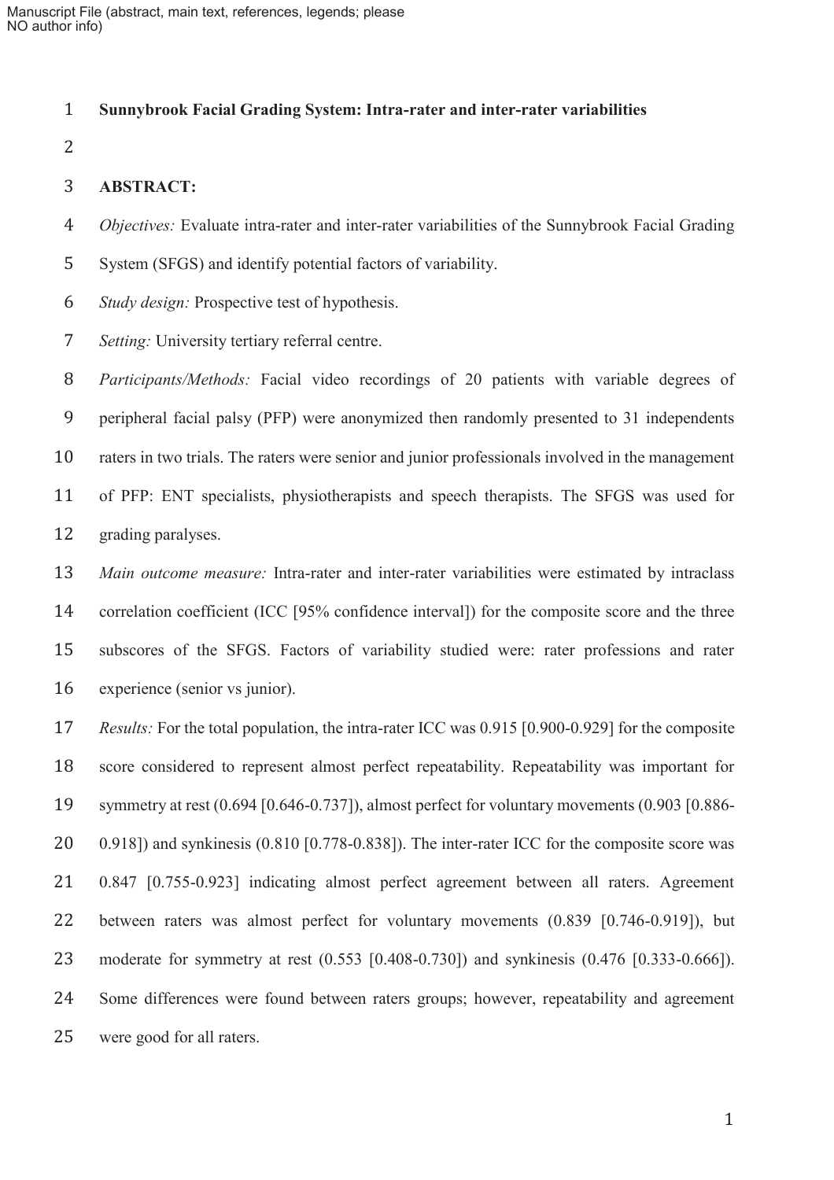**Sunnybrook Facial Grading System: Intra-rater and inter-rater variabilities**

**ABSTRACT:**

*Objectives:* Evaluate intra-rater and inter-rater variabilities of the Sunnybrook Facial Grading System (SFGS) and identify potential factors of variability.

*Study design:* Prospective test of hypothesis.

*Setting:* University tertiary referral centre.

*Participants/Methods:* Facial video recordings of 20 patients with variable degrees of peripheral facial palsy (PFP) were anonymized then randomly presented to 31 independents raters in two trials. The raters were senior and junior professionals involved in the management of PFP: ENT specialists, physiotherapists and speech therapists. The SFGS was used for grading paralyses.

*Main outcome measure:* Intra-rater and inter-rater variabilities were estimated by intraclass correlation coefficient (ICC [95% confidence interval]) for the composite score and the three subscores of the SFGS. Factors of variability studied were: rater professions and rater experience (senior vs junior).

*Results:* For the total population, the intra-rater ICC was 0.915 [0.900-0.929] for the composite score considered to represent almost perfect repeatability. Repeatability was important for symmetry at rest (0.694 [0.646-0.737]), almost perfect for voluntary movements (0.903 [0.886-0.918]) and synkinesis (0.810 [0.778-0.838]). The inter-rater ICC for the composite score was 0.847 [0.755-0.923] indicating almost perfect agreement between all raters. Agreement between raters was almost perfect for voluntary movements (0.839 [0.746-0.919]), but moderate for symmetry at rest (0.553 [0.408-0.730]) and synkinesis (0.476 [0.333-0.666]). Some differences were found between raters groups; however, repeatability and agreement were good for all raters.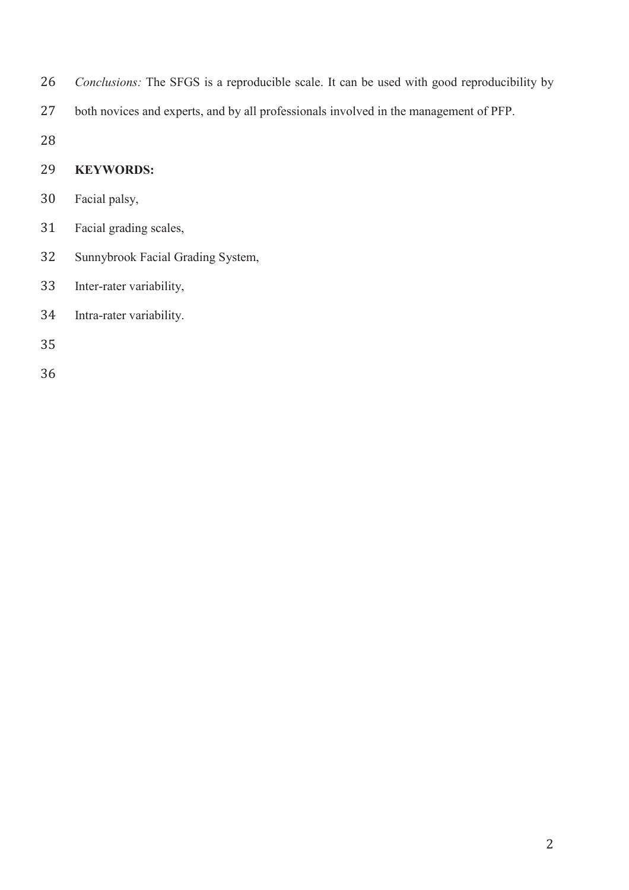*Conclusions:* The SFGS is a reproducible scale. It can be used with good reproducibility by both novices and experts, and by all professionals involved in the management of PFP.

**KEYWORDS:**

Facial palsy,

Facial grading scales,

Sunnybrook Facial Grading System,

Inter-rater variability,

Intra-rater variability.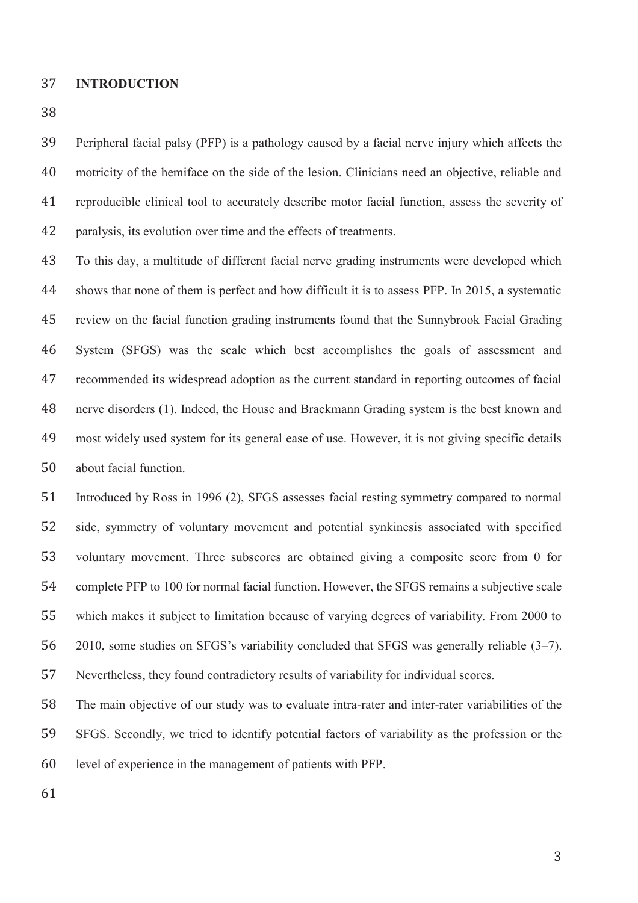## INTRODUCTION

Peripheral facial palsy (PFP) is a pathology caused by a facial nerve injury which affects the motricity of the hemiface on the side of the lesion. Clinicians need an objective, reliable and reproducible clinical tool to accurately describe motor facial function, assess the severity of paralysis, its evolution over time and the effects of treatments.

To this day, a multitude of different facial nerve grading instruments were developed which shows that none of them is perfect and how difficult it is to assess PFP. In 2015, a systematic review on the facial function grading instruments found that the Sunnybrook Facial Grading System (SFGS) was the scale which best accomplishes the goals of assessment and recommended its widespread adoption as the current standard in reporting outcomes of facial nerve disorders (1). Indeed, the House and Brackmann Grading system is the best known and most widely used system for its general ease of use. However, it is not giving specific details about facial function.

Introduced by Ross in 1996 (2), SFGS assesses facial resting symmetry compared to normal side, symmetry of voluntary movement and potential synkinesis associated with specified voluntary movement. Three subscores are obtained giving a composite score from 0 for complete PFP to 100 for normal facial function. However, the SFGS remains a subjective scale which makes it subject to limitation because of varying degrees of variability. From 2000 to 2010, some studies on SFGS's variability concluded that SFGS was generally reliable (3–7). Nevertheless, they found contradictory results of variability for individual scores.

The main objective of our study was to evaluate intra-rater and inter-rater variabilities of the SFGS. Secondly, we tried to identify potential factors of variability as the profession or the level of experience in the management of patients with PFP.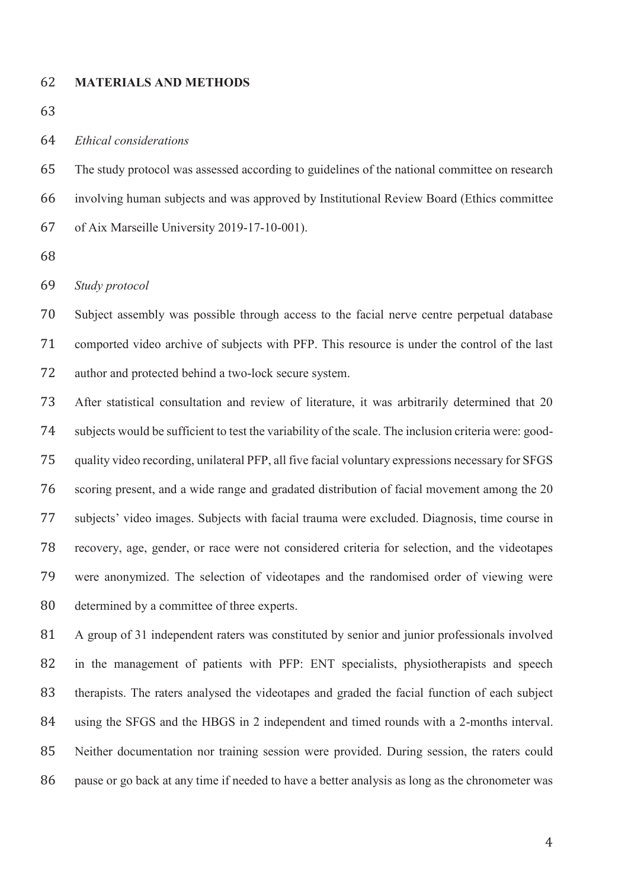## MATERIALS AND METHODS

*Ethical considerations*

The study protocol was assessed according to guidelines of the national committee on research involving human subjects and was approved by Institutional Review Board (Ethics committee of Aix Marseille University 2019-17-10-001).

*Study protocol*

Subject assembly was possible through access to the facial nerve centre perpetual database comported video archive of subjects with PFP. This resource is under the control of the last author and protected behind a two-lock secure system.

After statistical consultation and review of literature, it was arbitrarily determined that 20 subjects would be sufficient to test the variability of the scale. The inclusion criteria were: good-quality video recording, unilateral PFP, all five facial voluntary expressions necessary for SFGS scoring present, and a wide range and gradated distribution of facial movement among the 20 subjects' video images. Subjects with facial trauma were excluded. Diagnosis, time course in recovery, age, gender, or race were not considered criteria for selection, and the videotapes were anonymized. The selection of videotapes and the randomised order of viewing were determined by a committee of three experts.

A group of 31 independent raters was constituted by senior and junior professionals involved in the management of patients with PFP: ENT specialists, physiotherapists and speech therapists. The raters analysed the videotapes and graded the facial function of each subject using the SFGS and the HBGS in 2 independent and timed rounds with a 2-months interval. Neither documentation nor training session were provided. During session, the raters could pause or go back at any time if needed to have a better analysis as long as the chronometer was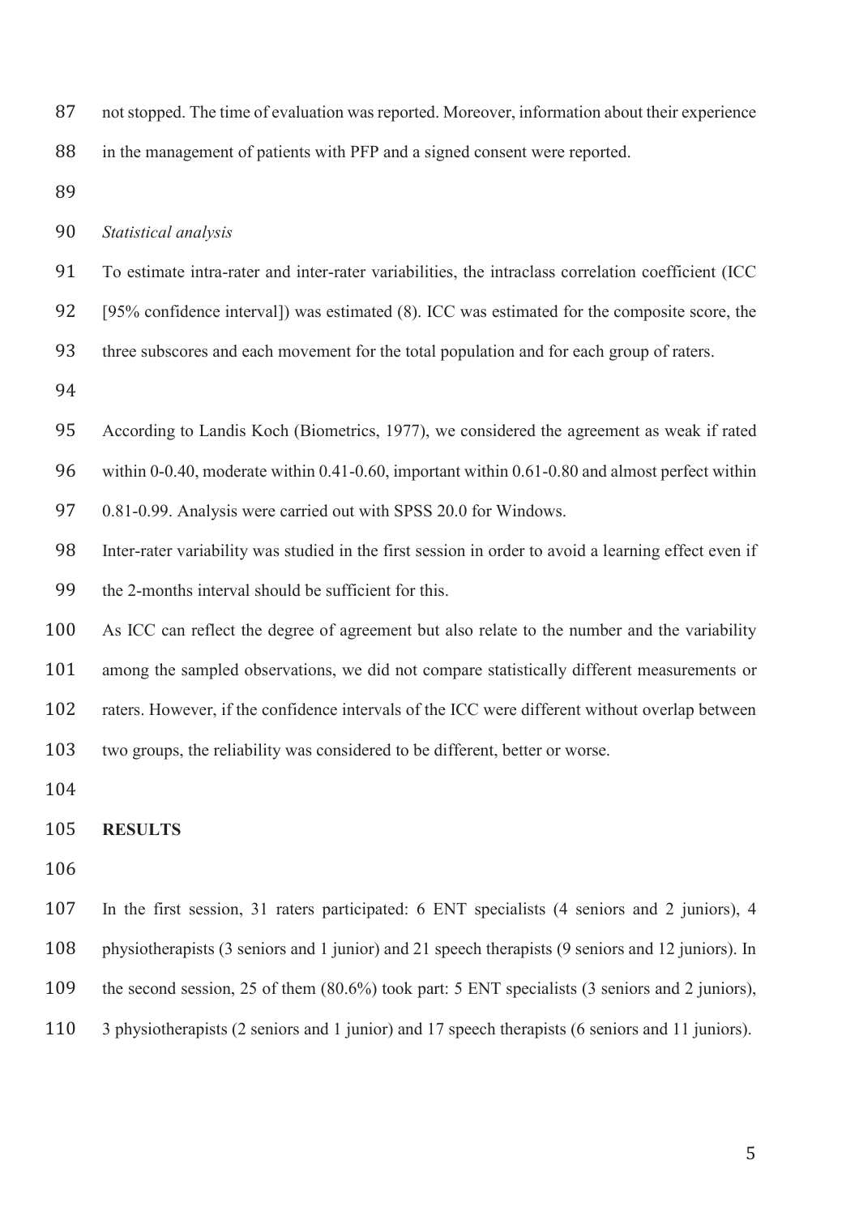not stopped. The time of evaluation was reported. Moreover, information about their experience in the management of patients with PFP and a signed consent were reported.

*Statistical analysis*

To estimate intra-rater and inter-rater variabilities, the intraclass correlation coefficient (ICC [95% confidence interval]) was estimated (8). ICC was estimated for the composite score, the three subscores and each movement for the total population and for each group of raters.

According to Landis Koch (Biometrics, 1977), we considered the agreement as weak if rated within 0-0.40, moderate within 0.41-0.60, important within 0.61-0.80 and almost perfect within 0.81-0.99. Analysis were carried out with SPSS 20.0 for Windows.

Inter-rater variability was studied in the first session in order to avoid a learning effect even if the 2-months interval should be sufficient for this.

As ICC can reflect the degree of agreement but also relate to the number and the variability among the sampled observations, we did not compare statistically different measurements or raters. However, if the confidence intervals of the ICC were different without overlap between two groups, the reliability was considered to be different, better or worse.

## RESULTS

In the first session, 31 raters participated: 6 ENT specialists (4 seniors and 2 juniors), 4 physiotherapists (3 seniors and 1 junior) and 21 speech therapists (9 seniors and 12 juniors). In the second session, 25 of them (80.6%) took part: 5 ENT specialists (3 seniors and 2 juniors), 3 physiotherapists (2 seniors and 1 junior) and 17 speech therapists (6 seniors and 11 juniors).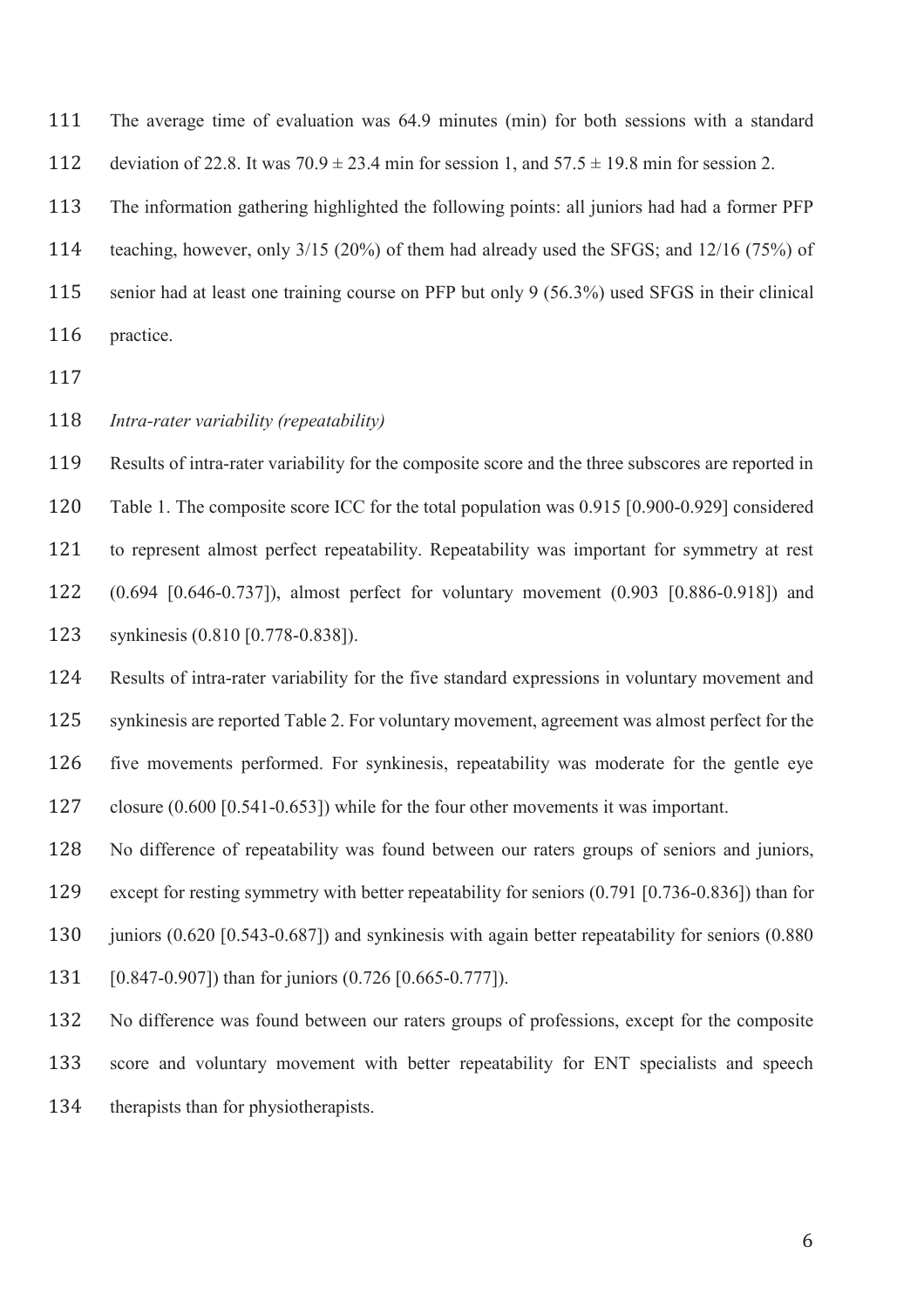The average time of evaluation was 64.9 minutes (min) for both sessions with a standard deviation of 22.8. It was 70.9 ± 23.4 min for session 1, and 57.5 ± 19.8 min for session 2.

The information gathering highlighted the following points: all juniors had had a former PFP teaching, however, only 3/15 (20%) of them had already used the SFGS; and 12/16 (75%) of senior had at least one training course on PFP but only 9 (56.3%) used SFGS in their clinical practice.

*Intra-rater variability (repeatability)*

Results of intra-rater variability for the composite score and the three subscores are reported in Table 1. The composite score ICC for the total population was 0.915 [0.900-0.929] considered to represent almost perfect repeatability. Repeatability was important for symmetry at rest (0.694 [0.646-0.737]), almost perfect for voluntary movement (0.903 [0.886-0.918]) and synkinesis (0.810 [0.778-0.838]).

Results of intra-rater variability for the five standard expressions in voluntary movement and synkinesis are reported Table 2. For voluntary movement, agreement was almost perfect for the five movements performed. For synkinesis, repeatability was moderate for the gentle eye closure (0.600 [0.541-0.653]) while for the four other movements it was important.

No difference of repeatability was found between our raters groups of seniors and juniors, except for resting symmetry with better repeatability for seniors (0.791 [0.736-0.836]) than for juniors (0.620 [0.543-0.687]) and synkinesis with again better repeatability for seniors (0.880 [0.847-0.907]) than for juniors (0.726 [0.665-0.777]).

No difference was found between our raters groups of professions, except for the composite score and voluntary movement with better repeatability for ENT specialists and speech therapists than for physiotherapists.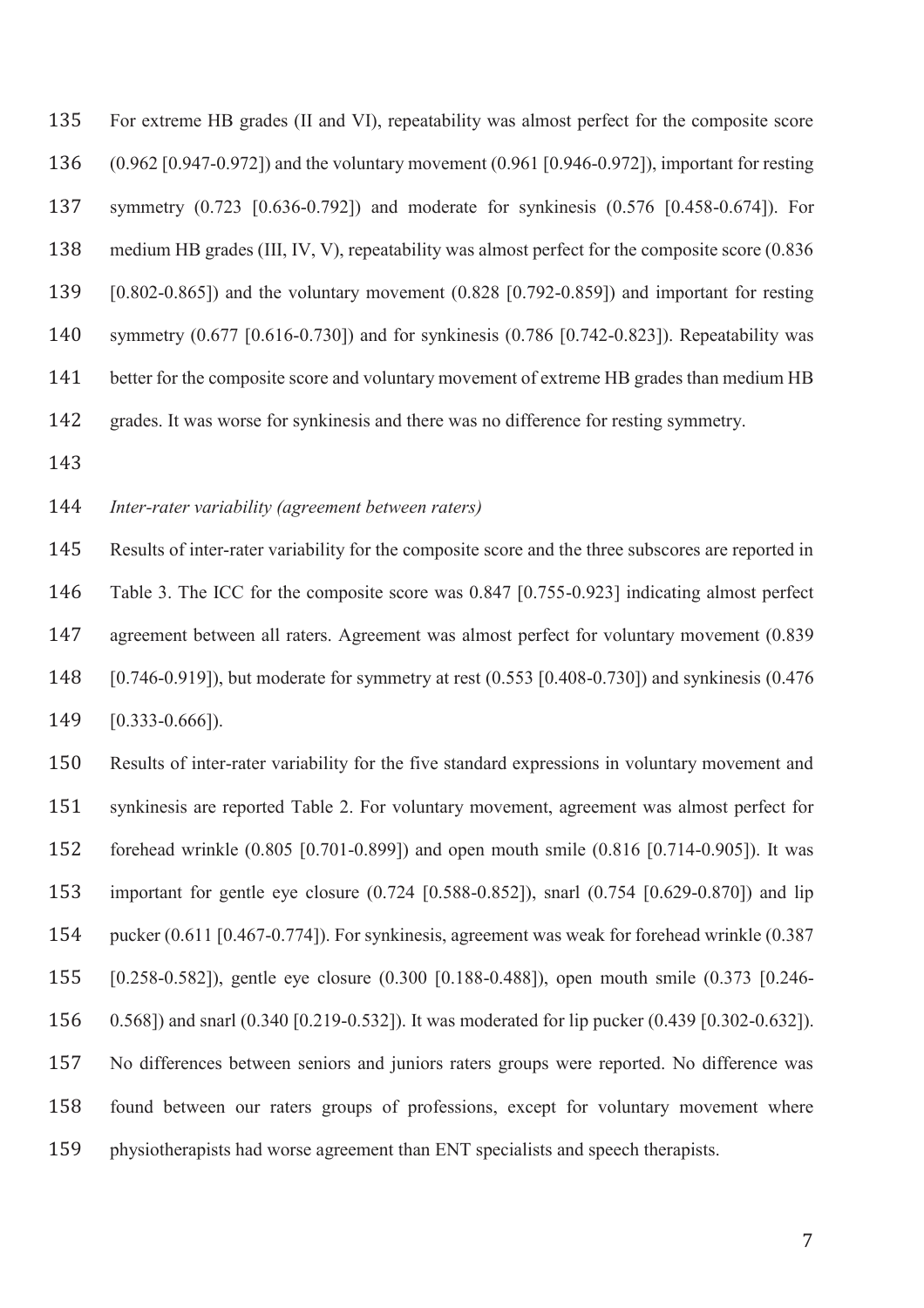For extreme HB grades (II and VI), repeatability was almost perfect for the composite score (0.962 [0.947-0.972]) and the voluntary movement (0.961 [0.946-0.972]), important for resting symmetry (0.723 [0.636-0.792]) and moderate for synkinesis (0.576 [0.458-0.674]). For medium HB grades (III, IV, V), repeatability was almost perfect for the composite score (0.836 [0.802-0.865]) and the voluntary movement (0.828 [0.792-0.859]) and important for resting symmetry (0.677 [0.616-0.730]) and for synkinesis (0.786 [0.742-0.823]). Repeatability was better for the composite score and voluntary movement of extreme HB grades than medium HB grades. It was worse for synkinesis and there was no difference for resting symmetry.

*Inter-rater variability (agreement between raters)*

Results of inter-rater variability for the composite score and the three subscores are reported in Table 3. The ICC for the composite score was 0.847 [0.755-0.923] indicating almost perfect agreement between all raters. Agreement was almost perfect for voluntary movement (0.839 [0.746-0.919]), but moderate for symmetry at rest (0.553 [0.408-0.730]) and synkinesis (0.476 [0.333-0.666]).

Results of inter-rater variability for the five standard expressions in voluntary movement and synkinesis are reported Table 2. For voluntary movement, agreement was almost perfect for forehead wrinkle (0.805 [0.701-0.899]) and open mouth smile (0.816 [0.714-0.905]). It was important for gentle eye closure (0.724 [0.588-0.852]), snarl (0.754 [0.629-0.870]) and lip pucker (0.611 [0.467-0.774]). For synkinesis, agreement was weak for forehead wrinkle (0.387 [0.258-0.582]), gentle eye closure (0.300 [0.188-0.488]), open mouth smile (0.373 [0.246-0.568]) and snarl (0.340 [0.219-0.532]). It was moderated for lip pucker (0.439 [0.302-0.632]). No differences between seniors and juniors raters groups were reported. No difference was found between our raters groups of professions, except for voluntary movement where physiotherapists had worse agreement than ENT specialists and speech therapists.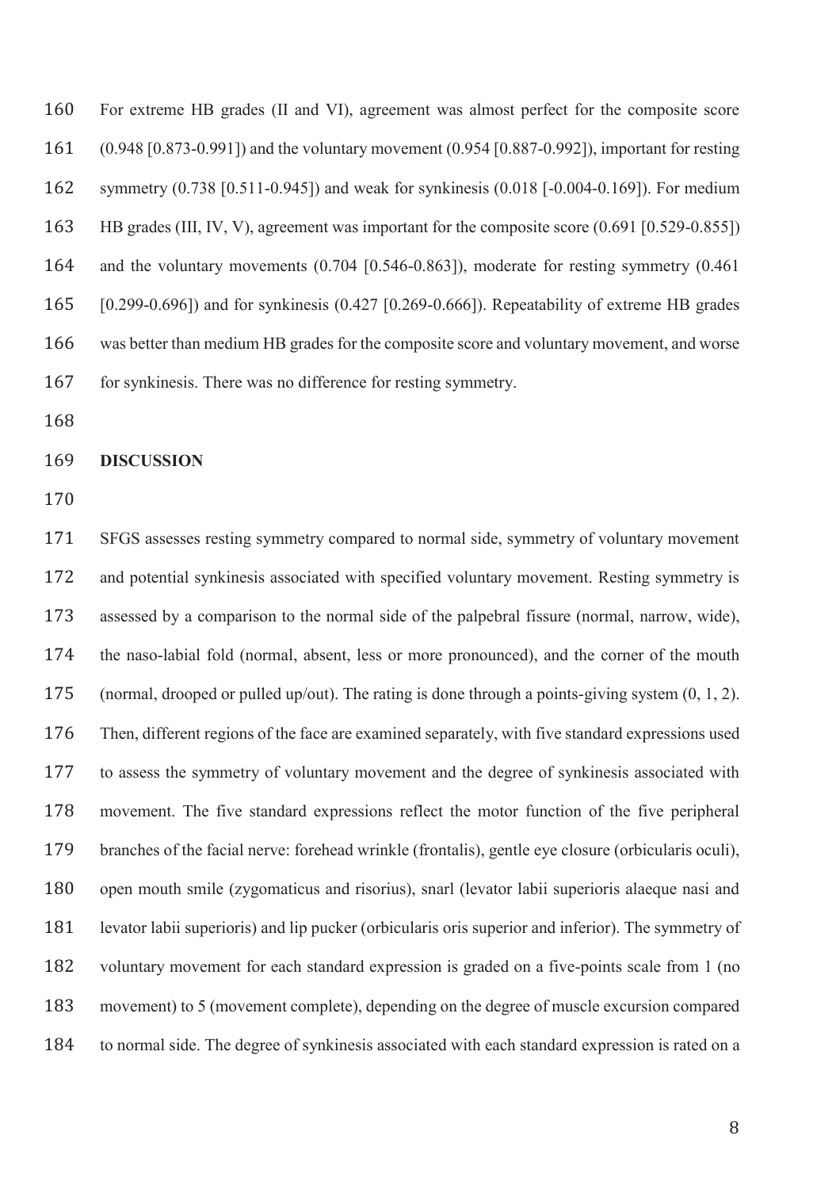For extreme HB grades (II and VI), agreement was almost perfect for the composite score (0.948 [0.873-0.991]) and the voluntary movement (0.954 [0.887-0.992]), important for resting symmetry (0.738 [0.511-0.945]) and weak for synkinesis (0.018 [-0.004-0.169]). For medium HB grades (III, IV, V), agreement was important for the composite score (0.691 [0.529-0.855]) and the voluntary movements (0.704 [0.546-0.863]), moderate for resting symmetry (0.461 [0.299-0.696]) and for synkinesis (0.427 [0.269-0.666]). Repeatability of extreme HB grades was better than medium HB grades for the composite score and voluntary movement, and worse for synkinesis. There was no difference for resting symmetry.

## DISCUSSION

SFGS assesses resting symmetry compared to normal side, symmetry of voluntary movement and potential synkinesis associated with specified voluntary movement. Resting symmetry is assessed by a comparison to the normal side of the palpebral fissure (normal, narrow, wide), the naso-labial fold (normal, absent, less or more pronounced), and the corner of the mouth (normal, drooped or pulled up/out). The rating is done through a points-giving system (0, 1, 2). Then, different regions of the face are examined separately, with five standard expressions used to assess the symmetry of voluntary movement and the degree of synkinesis associated with movement. The five standard expressions reflect the motor function of the five peripheral branches of the facial nerve: forehead wrinkle (frontalis), gentle eye closure (orbicularis oculi), open mouth smile (zygomaticus and risorius), snarl (levator labii superioris alaeque nasi and levator labii superioris) and lip pucker (orbicularis oris superior and inferior). The symmetry of voluntary movement for each standard expression is graded on a five-points scale from 1 (no movement) to 5 (movement complete), depending on the degree of muscle excursion compared to normal side. The degree of synkinesis associated with each standard expression is rated on a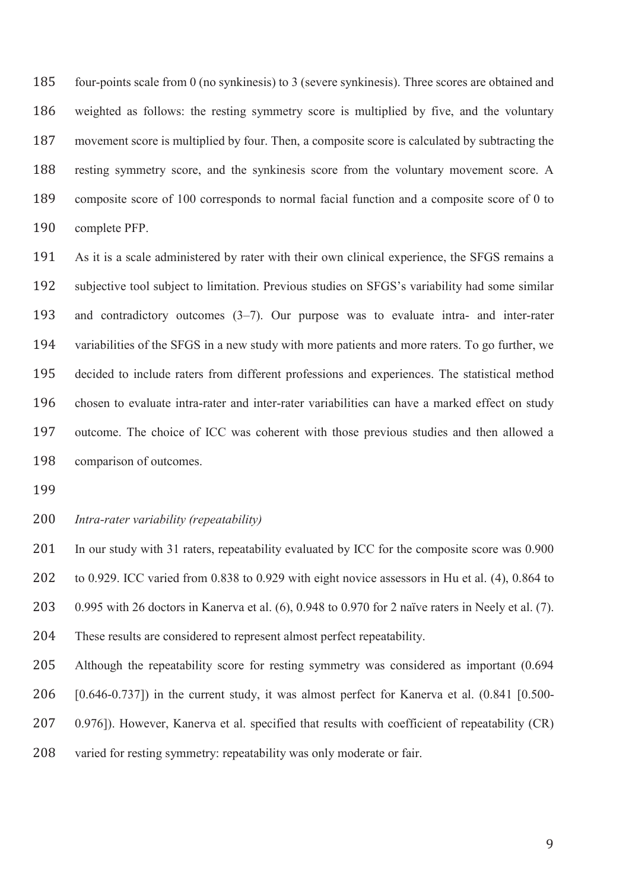four-points scale from 0 (no synkinesis) to 3 (severe synkinesis). Three scores are obtained and weighted as follows: the resting symmetry score is multiplied by five, and the voluntary movement score is multiplied by four. Then, a composite score is calculated by subtracting the resting symmetry score, and the synkinesis score from the voluntary movement score. A composite score of 100 corresponds to normal facial function and a composite score of 0 to complete PFP.

As it is a scale administered by rater with their own clinical experience, the SFGS remains a subjective tool subject to limitation. Previous studies on SFGS's variability had some similar and contradictory outcomes (3–7). Our purpose was to evaluate intra- and inter-rater variabilities of the SFGS in a new study with more patients and more raters. To go further, we decided to include raters from different professions and experiences. The statistical method chosen to evaluate intra-rater and inter-rater variabilities can have a marked effect on study outcome. The choice of ICC was coherent with those previous studies and then allowed a comparison of outcomes.

*Intra-rater variability (repeatability)*

In our study with 31 raters, repeatability evaluated by ICC for the composite score was 0.900 to 0.929. ICC varied from 0.838 to 0.929 with eight novice assessors in Hu et al. (4), 0.864 to 0.995 with 26 doctors in Kanerva et al. (6), 0.948 to 0.970 for 2 naïve raters in Neely et al. (7). These results are considered to represent almost perfect repeatability.

Although the repeatability score for resting symmetry was considered as important (0.694 [0.646-0.737]) in the current study, it was almost perfect for Kanerva et al. (0.841 [0.500-0.976]). However, Kanerva et al. specified that results with coefficient of repeatability (CR) varied for resting symmetry: repeatability was only moderate or fair.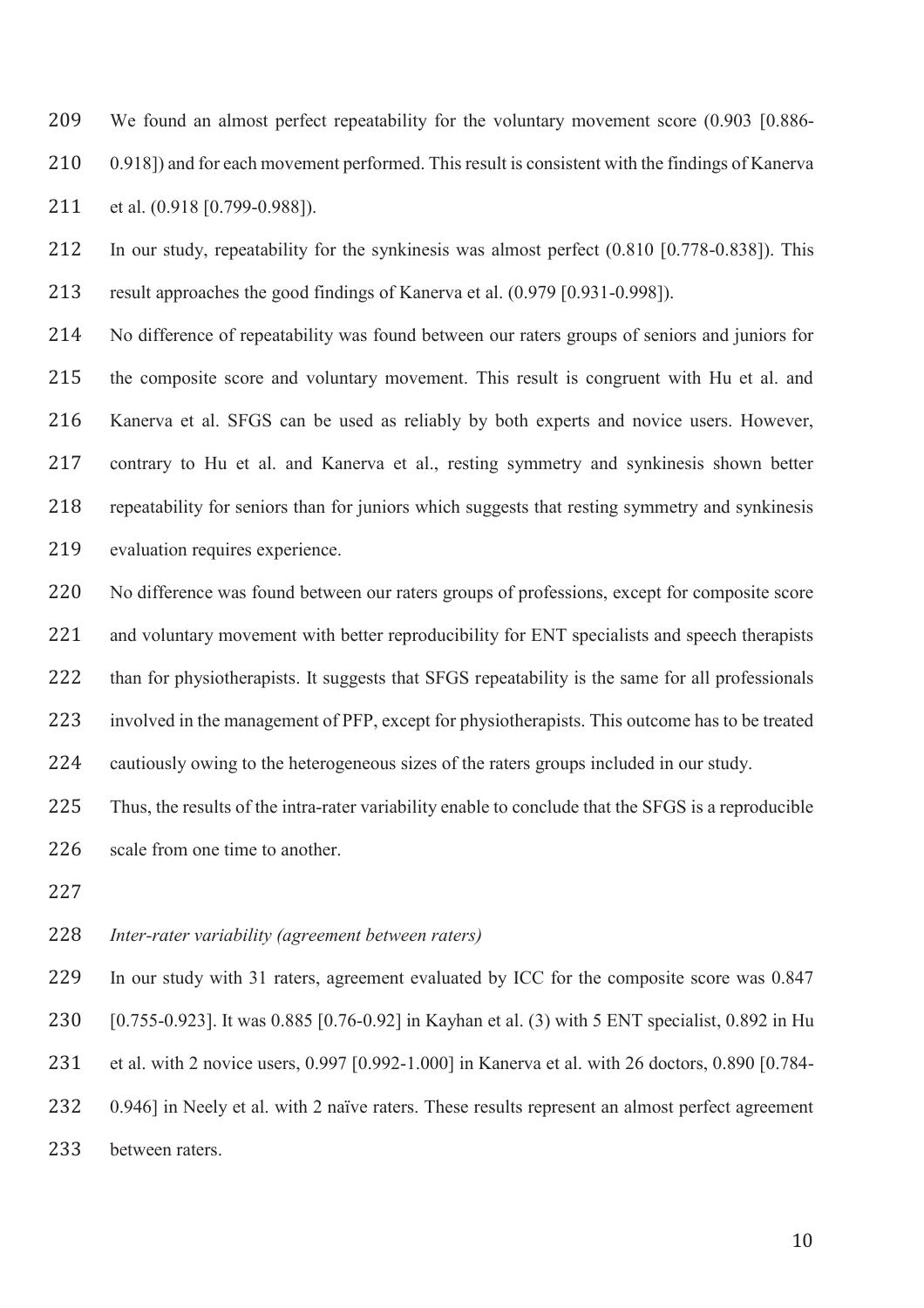We found an almost perfect repeatability for the voluntary movement score (0.903 [0.886-0.918]) and for each movement performed. This result is consistent with the findings of Kanerva et al. (0.918 [0.799-0.988]).

In our study, repeatability for the synkinesis was almost perfect (0.810 [0.778-0.838]). This result approaches the good findings of Kanerva et al. (0.979 [0.931-0.998]).

No difference of repeatability was found between our raters groups of seniors and juniors for the composite score and voluntary movement. This result is congruent with Hu et al. and Kanerva et al. SFGS can be used as reliably by both experts and novice users. However, contrary to Hu et al. and Kanerva et al., resting symmetry and synkinesis shown better repeatability for seniors than for juniors which suggests that resting symmetry and synkinesis evaluation requires experience.

No difference was found between our raters groups of professions, except for composite score and voluntary movement with better reproducibility for ENT specialists and speech therapists than for physiotherapists. It suggests that SFGS repeatability is the same for all professionals involved in the management of PFP, except for physiotherapists. This outcome has to be treated cautiously owing to the heterogeneous sizes of the raters groups included in our study.

Thus, the results of the intra-rater variability enable to conclude that the SFGS is a reproducible scale from one time to another.

*Inter-rater variability (agreement between raters)*

In our study with 31 raters, agreement evaluated by ICC for the composite score was 0.847 [0.755-0.923]. It was 0.885 [0.76-0.92] in Kayhan et al. (3) with 5 ENT specialist, 0.892 in Hu et al. with 2 novice users, 0.997 [0.992-1.000] in Kanerva et al. with 26 doctors, 0.890 [0.784-0.946] in Neely et al. with 2 naïve raters. These results represent an almost perfect agreement between raters.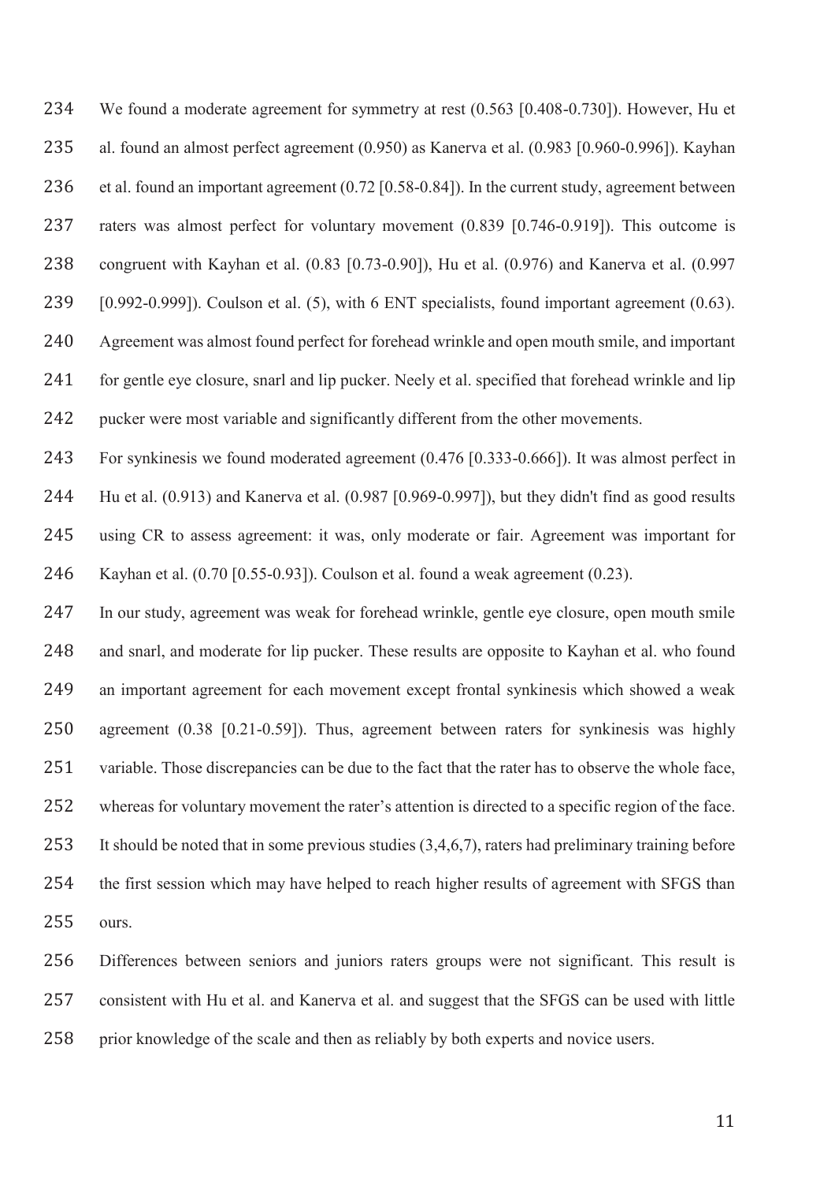We found a moderate agreement for symmetry at rest (0.563 [0.408-0.730]). However, Hu et al. found an almost perfect agreement (0.950) as Kanerva et al. (0.983 [0.960-0.996]). Kayhan et al. found an important agreement (0.72 [0.58-0.84]). In the current study, agreement between raters was almost perfect for voluntary movement (0.839 [0.746-0.919]). This outcome is congruent with Kayhan et al. (0.83 [0.73-0.90]), Hu et al. (0.976) and Kanerva et al. (0.997 [0.992-0.999]). Coulson et al. (5), with 6 ENT specialists, found important agreement (0.63). Agreement was almost found perfect for forehead wrinkle and open mouth smile, and important for gentle eye closure, snarl and lip pucker. Neely et al. specified that forehead wrinkle and lip pucker were most variable and significantly different from the other movements.

For synkinesis we found moderated agreement (0.476 [0.333-0.666]). It was almost perfect in Hu et al. (0.913) and Kanerva et al. (0.987 [0.969-0.997]), but they didn't find as good results using CR to assess agreement: it was, only moderate or fair. Agreement was important for Kayhan et al. (0.70 [0.55-0.93]). Coulson et al. found a weak agreement (0.23).

In our study, agreement was weak for forehead wrinkle, gentle eye closure, open mouth smile and snarl, and moderate for lip pucker. These results are opposite to Kayhan et al. who found an important agreement for each movement except frontal synkinesis which showed a weak agreement (0.38 [0.21-0.59]). Thus, agreement between raters for synkinesis was highly variable. Those discrepancies can be due to the fact that the rater has to observe the whole face, whereas for voluntary movement the rater's attention is directed to a specific region of the face. It should be noted that in some previous studies (3,4,6,7), raters had preliminary training before the first session which may have helped to reach higher results of agreement with SFGS than ours.

Differences between seniors and juniors raters groups were not significant. This result is consistent with Hu et al. and Kanerva et al. and suggest that the SFGS can be used with little prior knowledge of the scale and then as reliably by both experts and novice users.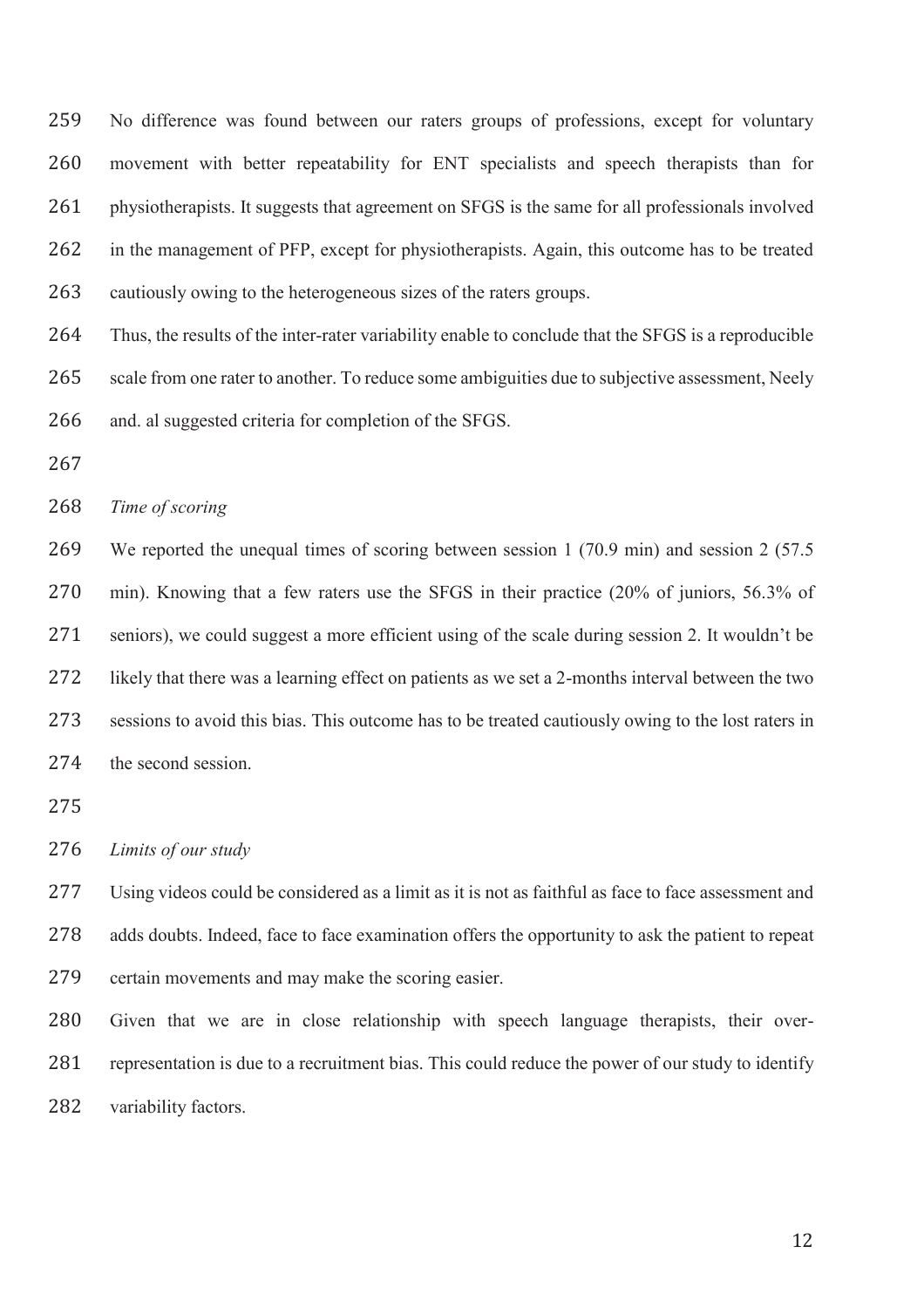No difference was found between our raters groups of professions, except for voluntary movement with better repeatability for ENT specialists and speech therapists than for physiotherapists. It suggests that agreement on SFGS is the same for all professionals involved in the management of PFP, except for physiotherapists. Again, this outcome has to be treated cautiously owing to the heterogeneous sizes of the raters groups.

Thus, the results of the inter-rater variability enable to conclude that the SFGS is a reproducible scale from one rater to another. To reduce some ambiguities due to subjective assessment, Neely and. al suggested criteria for completion of the SFGS.

*Time of scoring*

We reported the unequal times of scoring between session 1 (70.9 min) and session 2 (57.5 min). Knowing that a few raters use the SFGS in their practice (20% of juniors, 56.3% of seniors), we could suggest a more efficient using of the scale during session 2. It wouldn't be likely that there was a learning effect on patients as we set a 2-months interval between the two sessions to avoid this bias. This outcome has to be treated cautiously owing to the lost raters in the second session.

*Limits of our study*

Using videos could be considered as a limit as it is not as faithful as face to face assessment and adds doubts. Indeed, face to face examination offers the opportunity to ask the patient to repeat certain movements and may make the scoring easier.

Given that we are in close relationship with speech language therapists, their over-representation is due to a recruitment bias. This could reduce the power of our study to identify variability factors.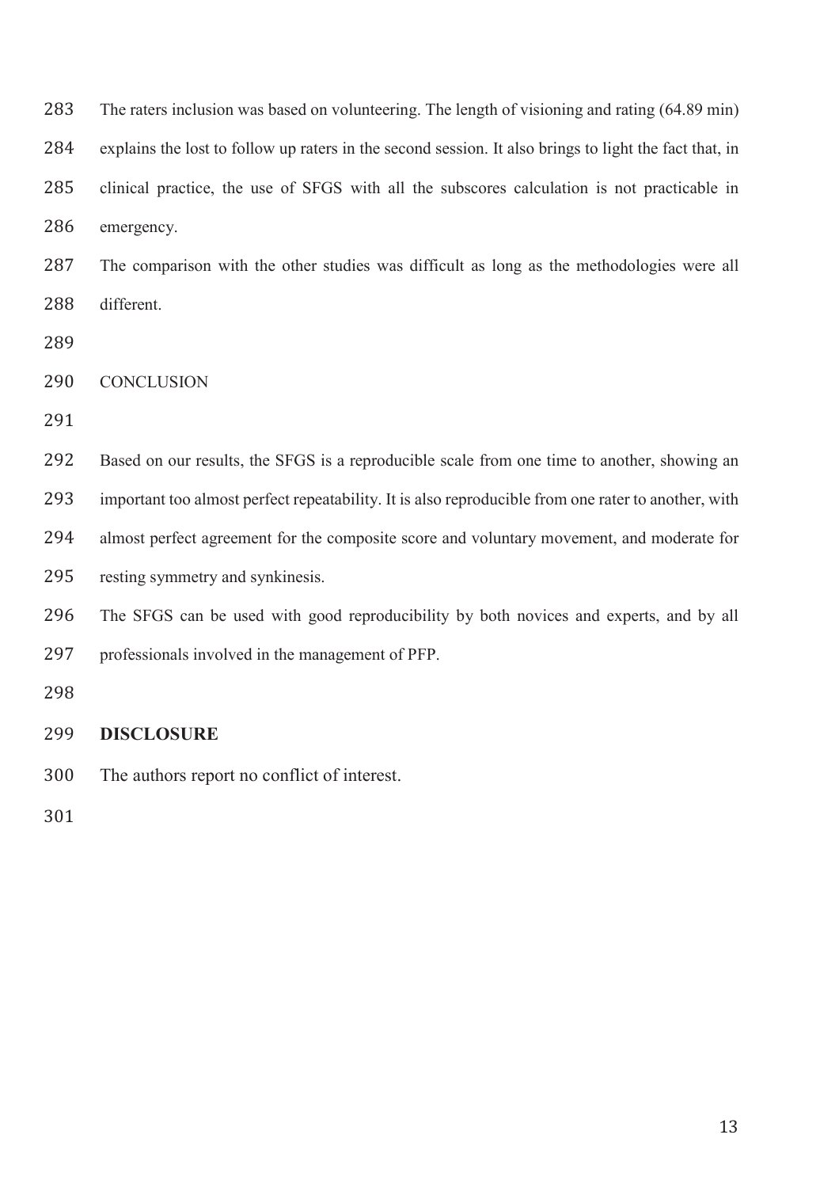The raters inclusion was based on volunteering. The length of visioning and rating (64.89 min) explains the lost to follow up raters in the second session. It also brings to light the fact that, in clinical practice, the use of SFGS with all the subscores calculation is not practicable in emergency.

The comparison with the other studies was difficult as long as the methodologies were all different.

## CONCLUSION

Based on our results, the SFGS is a reproducible scale from one time to another, showing an important too almost perfect repeatability. It is also reproducible from one rater to another, with almost perfect agreement for the composite score and voluntary movement, and moderate for resting symmetry and synkinesis.

The SFGS can be used with good reproducibility by both novices and experts, and by all professionals involved in the management of PFP.

## DISCLOSURE

The authors report no conflict of interest.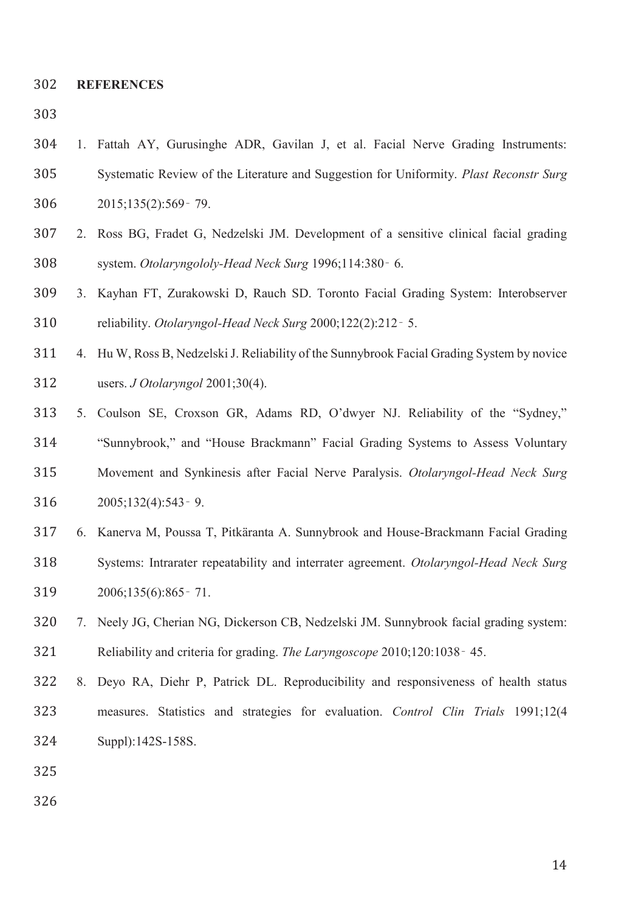**REFERENCES**

1. Fattah AY, Gurusinghe ADR, Gavilan J, et al. Facial Nerve Grading Instruments: Systematic Review of the Literature and Suggestion for Uniformity. *Plast Reconstr Surg* 2015;135(2):569‐79.
2. Ross BG, Fradet G, Nedzelski JM. Development of a sensitive clinical facial grading system. *Otolaryngololy-Head Neck Surg* 1996;114:380‐6.
3. Kayhan FT, Zurakowski D, Rauch SD. Toronto Facial Grading System: Interobserver reliability. *Otolaryngol-Head Neck Surg* 2000;122(2):212‐5.
4. Hu W, Ross B, Nedzelski J. Reliability of the Sunnybrook Facial Grading System by novice users. *J Otolaryngol* 2001;30(4).
5. Coulson SE, Croxson GR, Adams RD, O'dwyer NJ. Reliability of the "Sydney," "Sunnybrook," and "House Brackmann" Facial Grading Systems to Assess Voluntary Movement and Synkinesis after Facial Nerve Paralysis. *Otolaryngol-Head Neck Surg* 2005;132(4):543‐9.
6. Kanerva M, Poussa T, Pitkäranta A. Sunnybrook and House-Brackmann Facial Grading Systems: Intrarater repeatability and interrater agreement. *Otolaryngol-Head Neck Surg* 2006;135(6):865‐71.
7. Neely JG, Cherian NG, Dickerson CB, Nedzelski JM. Sunnybrook facial grading system: Reliability and criteria for grading. *The Laryngoscope* 2010;120:1038‐45.
8. Deyo RA, Diehr P, Patrick DL. Reproducibility and responsiveness of health status measures. Statistics and strategies for evaluation. *Control Clin Trials* 1991;12(4 Suppl):142S-158S.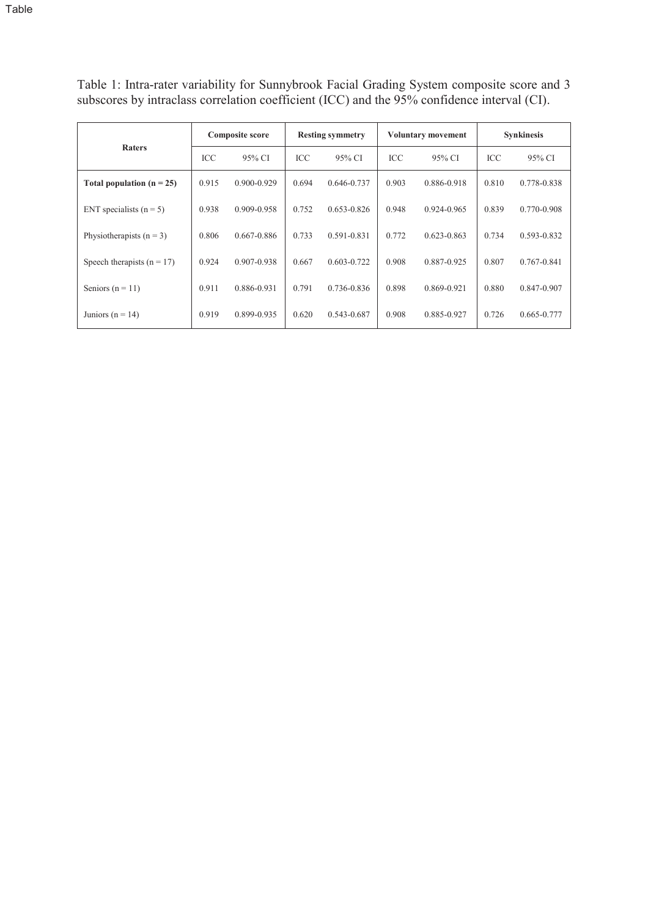Table

Table 1: Intra-rater variability for Sunnybrook Facial Grading System composite score and 3 subscores by intraclass correlation coefficient (ICC) and the 95% confidence interval (CI).

| Raters | Composite score | | Resting symmetry | | Voluntary movement | | Synkinesis | |
|---|---|---|---|---|---|---|---|---|
| | ICC | 95% CI | ICC | 95% CI | ICC | 95% CI | ICC | 95% CI |
| **Total population (n = 25)** | 0.915 | 0.900-0.929 | 0.694 | 0.646-0.737 | 0.903 | 0.886-0.918 | 0.810 | 0.778-0.838 |
| ENT specialists (n = 5) | 0.938 | 0.909-0.958 | 0.752 | 0.653-0.826 | 0.948 | 0.924-0.965 | 0.839 | 0.770-0.908 |
| Physiotherapists (n = 3) | 0.806 | 0.667-0.886 | 0.733 | 0.591-0.831 | 0.772 | 0.623-0.863 | 0.734 | 0.593-0.832 |
| Speech therapists (n = 17) | 0.924 | 0.907-0.938 | 0.667 | 0.603-0.722 | 0.908 | 0.887-0.925 | 0.807 | 0.767-0.841 |
| Seniors (n = 11) | 0.911 | 0.886-0.931 | 0.791 | 0.736-0.836 | 0.898 | 0.869-0.921 | 0.880 | 0.847-0.907 |
| Juniors (n = 14) | 0.919 | 0.899-0.935 | 0.620 | 0.543-0.687 | 0.908 | 0.885-0.927 | 0.726 | 0.665-0.777 |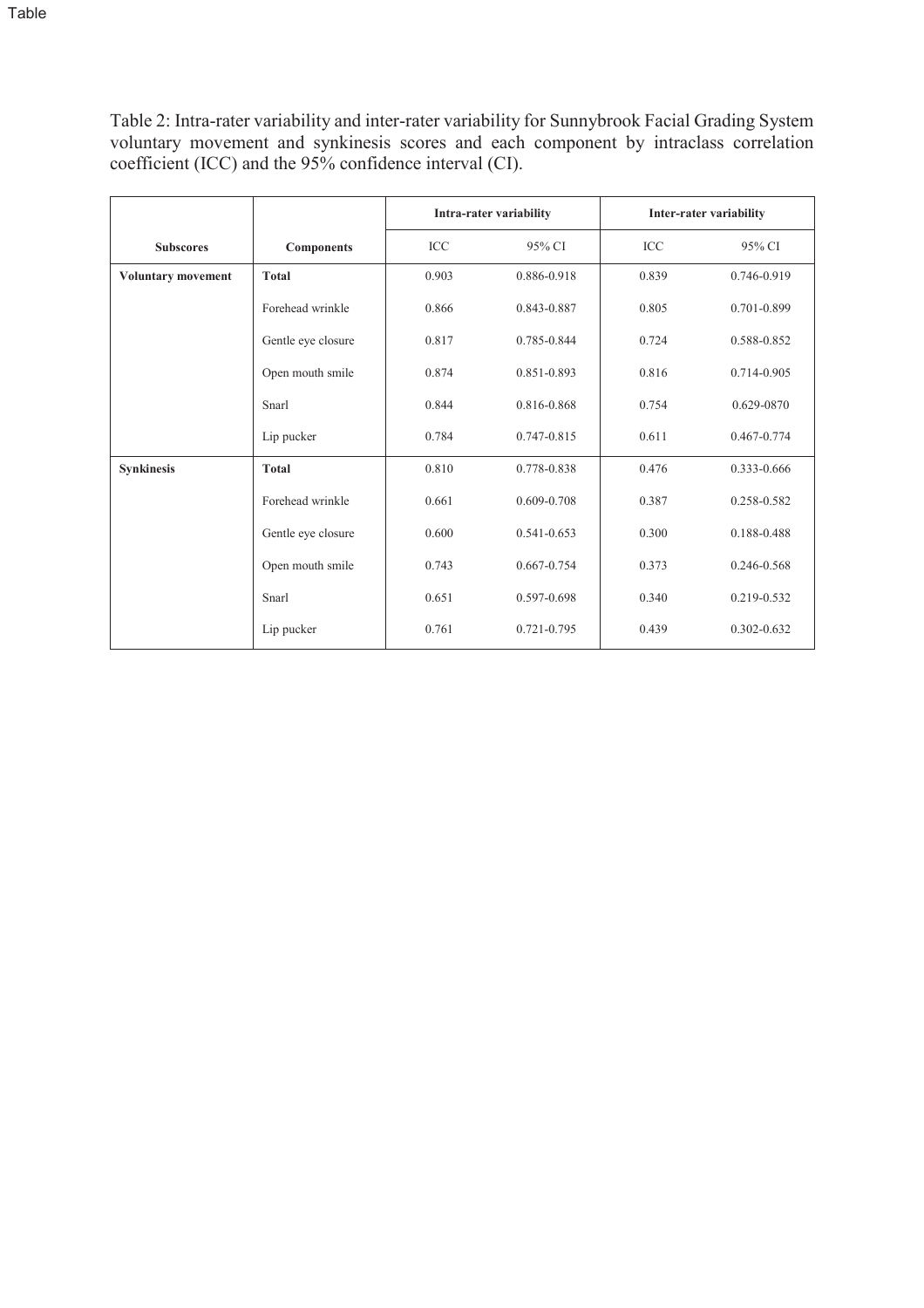Table

Table 2: Intra-rater variability and inter-rater variability for Sunnybrook Facial Grading System voluntary movement and synkinesis scores and each component by intraclass correlation coefficient (ICC) and the 95% confidence interval (CI).

| | | Intra-rater variability | | Inter-rater variability | |
|---|---|---|---|---|---|
| **Subscores** | **Components** | ICC | 95% CI | ICC | 95% CI |
| **Voluntary movement** | **Total** | 0.903 | 0.886-0.918 | 0.839 | 0.746-0.919 |
| | Forehead wrinkle | 0.866 | 0.843-0.887 | 0.805 | 0.701-0.899 |
| | Gentle eye closure | 0.817 | 0.785-0.844 | 0.724 | 0.588-0.852 |
| | Open mouth smile | 0.874 | 0.851-0.893 | 0.816 | 0.714-0.905 |
| | Snarl | 0.844 | 0.816-0.868 | 0.754 | 0.629-0870 |
| | Lip pucker | 0.784 | 0.747-0.815 | 0.611 | 0.467-0.774 |
| **Synkinesis** | **Total** | 0.810 | 0.778-0.838 | 0.476 | 0.333-0.666 |
| | Forehead wrinkle | 0.661 | 0.609-0.708 | 0.387 | 0.258-0.582 |
| | Gentle eye closure | 0.600 | 0.541-0.653 | 0.300 | 0.188-0.488 |
| | Open mouth smile | 0.743 | 0.667-0.754 | 0.373 | 0.246-0.568 |
| | Snarl | 0.651 | 0.597-0.698 | 0.340 | 0.219-0.532 |
| | Lip pucker | 0.761 | 0.721-0.795 | 0.439 | 0.302-0.632 |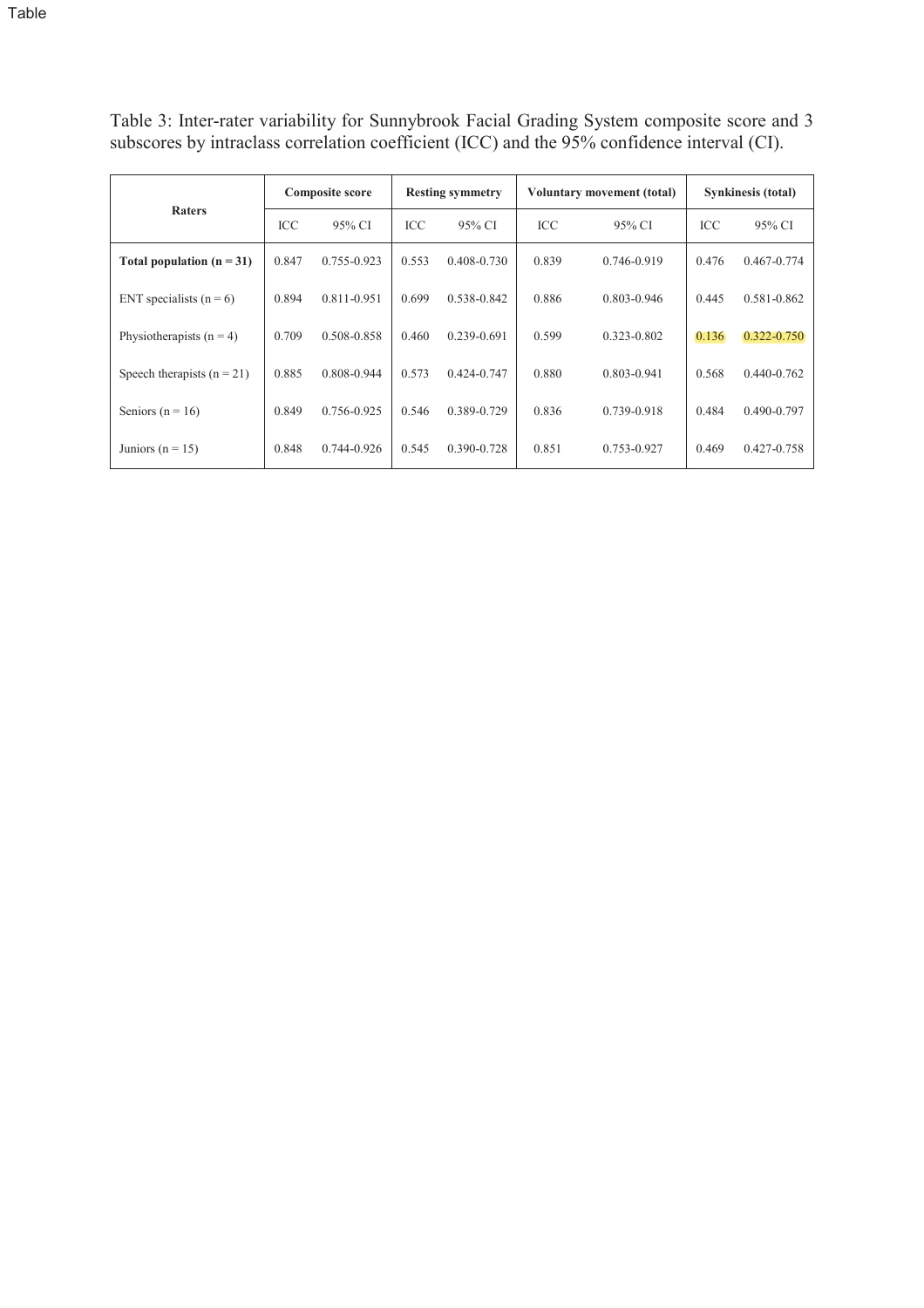Table

Table 3: Inter-rater variability for Sunnybrook Facial Grading System composite score and 3 subscores by intraclass correlation coefficient (ICC) and the 95% confidence interval (CI).

| Raters | Composite score | | Resting symmetry | | Voluntary movement (total) | | Synkinesis (total) | |
|---|---|---|---|---|---|---|---|---|
| | ICC | 95% CI | ICC | 95% CI | ICC | 95% CI | ICC | 95% CI |
| **Total population (n = 31)** | 0.847 | 0.755-0.923 | 0.553 | 0.408-0.730 | 0.839 | 0.746-0.919 | 0.476 | 0.467-0.774 |
| ENT specialists (n = 6) | 0.894 | 0.811-0.951 | 0.699 | 0.538-0.842 | 0.886 | 0.803-0.946 | 0.445 | 0.581-0.862 |
| Physiotherapists (n = 4) | 0.709 | 0.508-0.858 | 0.460 | 0.239-0.691 | 0.599 | 0.323-0.802 | 0.136 | 0.322-0.750 |
| Speech therapists (n = 21) | 0.885 | 0.808-0.944 | 0.573 | 0.424-0.747 | 0.880 | 0.803-0.941 | 0.568 | 0.440-0.762 |
| Seniors (n = 16) | 0.849 | 0.756-0.925 | 0.546 | 0.389-0.729 | 0.836 | 0.739-0.918 | 0.484 | 0.490-0.797 |
| Juniors (n = 15) | 0.848 | 0.744-0.926 | 0.545 | 0.390-0.728 | 0.851 | 0.753-0.927 | 0.469 | 0.427-0.758 |